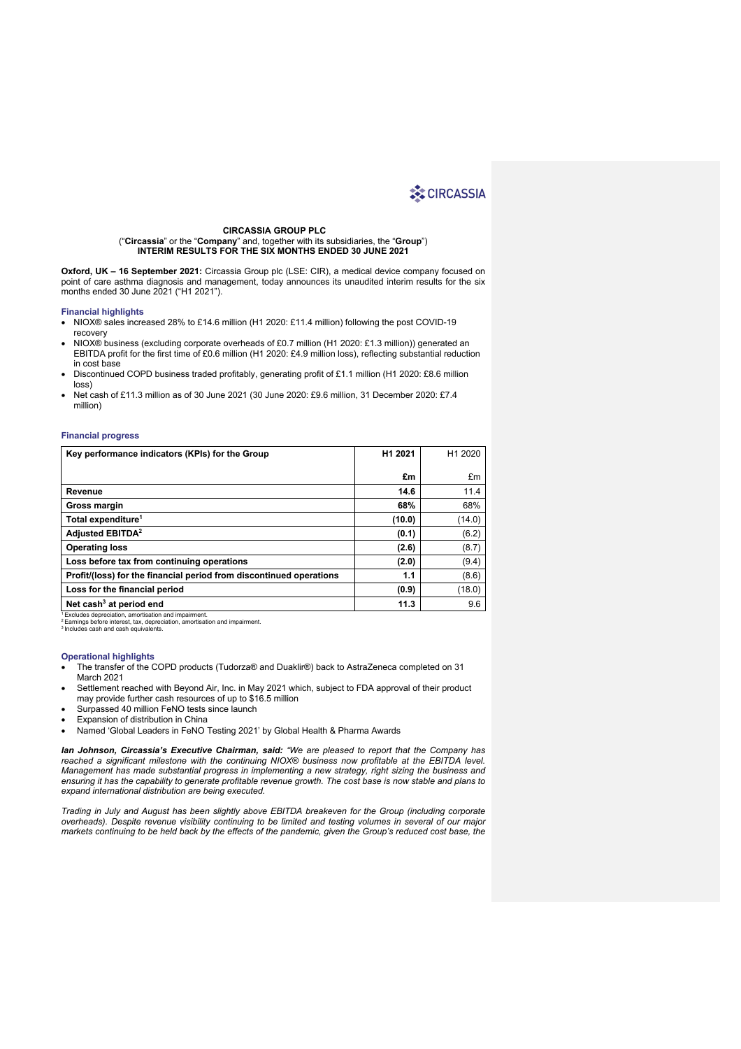CIRCASSIA

**CIRCASSIA GROUP PLC**
("**Circassia**" or the "**Company**" and, together with its subsidiaries, the "**Group**")
**INTERIM RESULTS FOR THE SIX MONTHS ENDED 30 JUNE 2021**

**Oxford, UK – 16 September 2021:** Circassia Group plc (LSE: CIR), a medical device company focused on point of care asthma diagnosis and management, today announces its unaudited interim results for the six months ended 30 June 2021 ("H1 2021").

### Financial highlights

- NIOX® sales increased 28% to £14.6 million (H1 2020: £11.4 million) following the post COVID-19 recovery
- NIOX® business (excluding corporate overheads of £0.7 million (H1 2020: £1.3 million)) generated an EBITDA profit for the first time of £0.6 million (H1 2020: £4.9 million loss), reflecting substantial reduction in cost base
- Discontinued COPD business traded profitably, generating profit of £1.1 million (H1 2020: £8.6 million loss)
- Net cash of £11.3 million as of 30 June 2021 (30 June 2020: £9.6 million, 31 December 2020: £7.4 million)

### Financial progress

| Key performance indicators (KPIs) for the Group | H1 2021 | H1 2020 |
|---|---|---|
| | **£m** | £m |
| **Revenue** | **14.6** | 11.4 |
| **Gross margin** | **68%** | 68% |
| **Total expenditure[1]** | **(10.0)** | (14.0) |
| **Adjusted EBITDA[2]** | **(0.1)** | (6.2) |
| **Operating loss** | **(2.6)** | (8.7) |
| **Loss before tax from continuing operations** | **(2.0)** | (9.4) |
| **Profit/(loss) for the financial period from discontinued operations** | **1.1** | (8.6) |
| **Loss for the financial period** | **(0.9)** | (18.0) |
| **Net cash[3] at period end** | **11.3** | 9.6 |

[1] Excludes depreciation, amortisation and impairment.
[2] Earnings before interest, tax, depreciation, amortisation and impairment.
[3] Includes cash and cash equivalents.

### Operational highlights

- The transfer of the COPD products (Tudorza® and Duaklir®) back to AstraZeneca completed on 31 March 2021
- Settlement reached with Beyond Air, Inc. in May 2021 which, subject to FDA approval of their product may provide further cash resources of up to $16.5 million
- Surpassed 40 million FeNO tests since launch
- Expansion of distribution in China
- Named 'Global Leaders in FeNO Testing 2021' by Global Health & Pharma Awards

***Ian Johnson, Circassia's Executive Chairman, said:*** *"We are pleased to report that the Company has reached a significant milestone with the continuing NIOX® business now profitable at the EBITDA level. Management has made substantial progress in implementing a new strategy, right sizing the business and ensuring it has the capability to generate profitable revenue growth. The cost base is now stable and plans to expand international distribution are being executed.*

*Trading in July and August has been slightly above EBITDA breakeven for the Group (including corporate overheads). Despite revenue visibility continuing to be limited and testing volumes in several of our major markets continuing to be held back by the effects of the pandemic, given the Group's reduced cost base, the*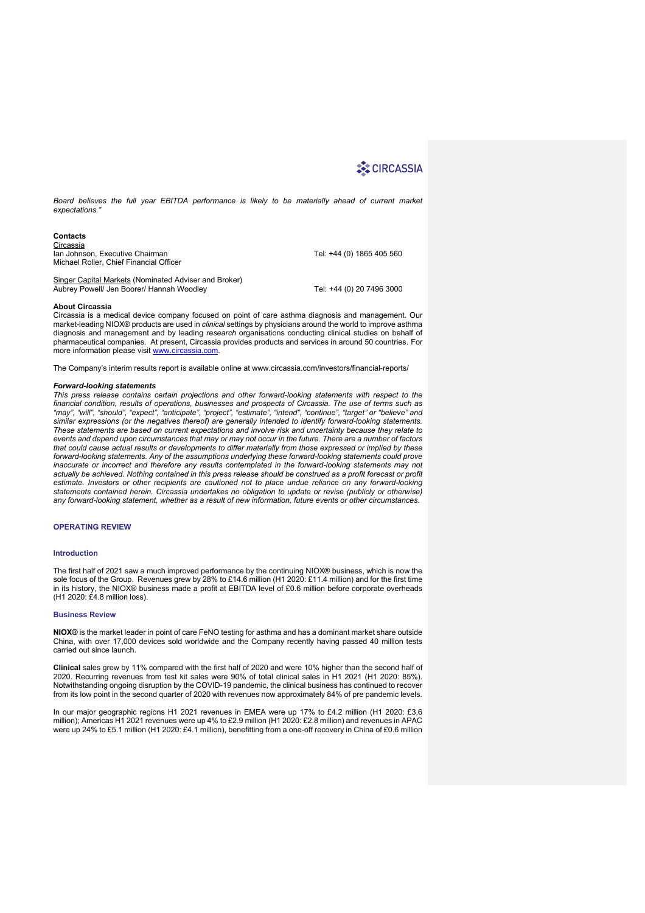*Board believes the full year EBITDA performance is likely to be materially ahead of current market expectations."*

**Contacts**

Circassia
Ian Johnson, Executive Chairman — Tel: +44 (0) 1865 405 560
Michael Roller, Chief Financial Officer

Singer Capital Markets (Nominated Adviser and Broker)
Aubrey Powell/ Jen Boorer/ Hannah Woodley — Tel: +44 (0) 20 7496 3000

**About Circassia**

Circassia is a medical device company focused on point of care asthma diagnosis and management. Our market-leading NIOX® products are used in *clinical* settings by physicians around the world to improve asthma diagnosis and management and by leading *research* organisations conducting clinical studies on behalf of pharmaceutical companies. At present, Circassia provides products and services in around 50 countries. For more information please visit www.circassia.com.

The Company's interim results report is available online at www.circassia.com/investors/financial-reports/

***Forward-looking statements***

*This press release contains certain projections and other forward-looking statements with respect to the financial condition, results of operations, businesses and prospects of Circassia. The use of terms such as "may", "will", "should", "expect", "anticipate", "project", "estimate", "intend", "continue", "target" or "believe" and similar expressions (or the negatives thereof) are generally intended to identify forward-looking statements. These statements are based on current expectations and involve risk and uncertainty because they relate to events and depend upon circumstances that may or may not occur in the future. There are a number of factors that could cause actual results or developments to differ materially from those expressed or implied by these forward-looking statements. Any of the assumptions underlying these forward-looking statements could prove inaccurate or incorrect and therefore any results contemplated in the forward-looking statements may not actually be achieved. Nothing contained in this press release should be construed as a profit forecast or profit estimate. Investors or other recipients are cautioned not to place undue reliance on any forward-looking statements contained herein. Circassia undertakes no obligation to update or revise (publicly or otherwise) any forward-looking statement, whether as a result of new information, future events or other circumstances.*

## OPERATING REVIEW

### Introduction

The first half of 2021 saw a much improved performance by the continuing NIOX® business, which is now the sole focus of the Group. Revenues grew by 28% to £14.6 million (H1 2020: £11.4 million) and for the first time in its history, the NIOX® business made a profit at EBITDA level of £0.6 million before corporate overheads (H1 2020: £4.8 million loss).

### Business Review

**NIOX®** is the market leader in point of care FeNO testing for asthma and has a dominant market share outside China, with over 17,000 devices sold worldwide and the Company recently having passed 40 million tests carried out since launch.

**Clinical** sales grew by 11% compared with the first half of 2020 and were 10% higher than the second half of 2020. Recurring revenues from test kit sales were 90% of total clinical sales in H1 2021 (H1 2020: 85%). Notwithstanding ongoing disruption by the COVID-19 pandemic, the clinical business has continued to recover from its low point in the second quarter of 2020 with revenues now approximately 84% of pre pandemic levels.

In our major geographic regions H1 2021 revenues in EMEA were up 17% to £4.2 million (H1 2020: £3.6 million); Americas H1 2021 revenues were up 4% to £2.9 million (H1 2020: £2.8 million) and revenues in APAC were up 24% to £5.1 million (H1 2020: £4.1 million), benefitting from a one-off recovery in China of £0.6 million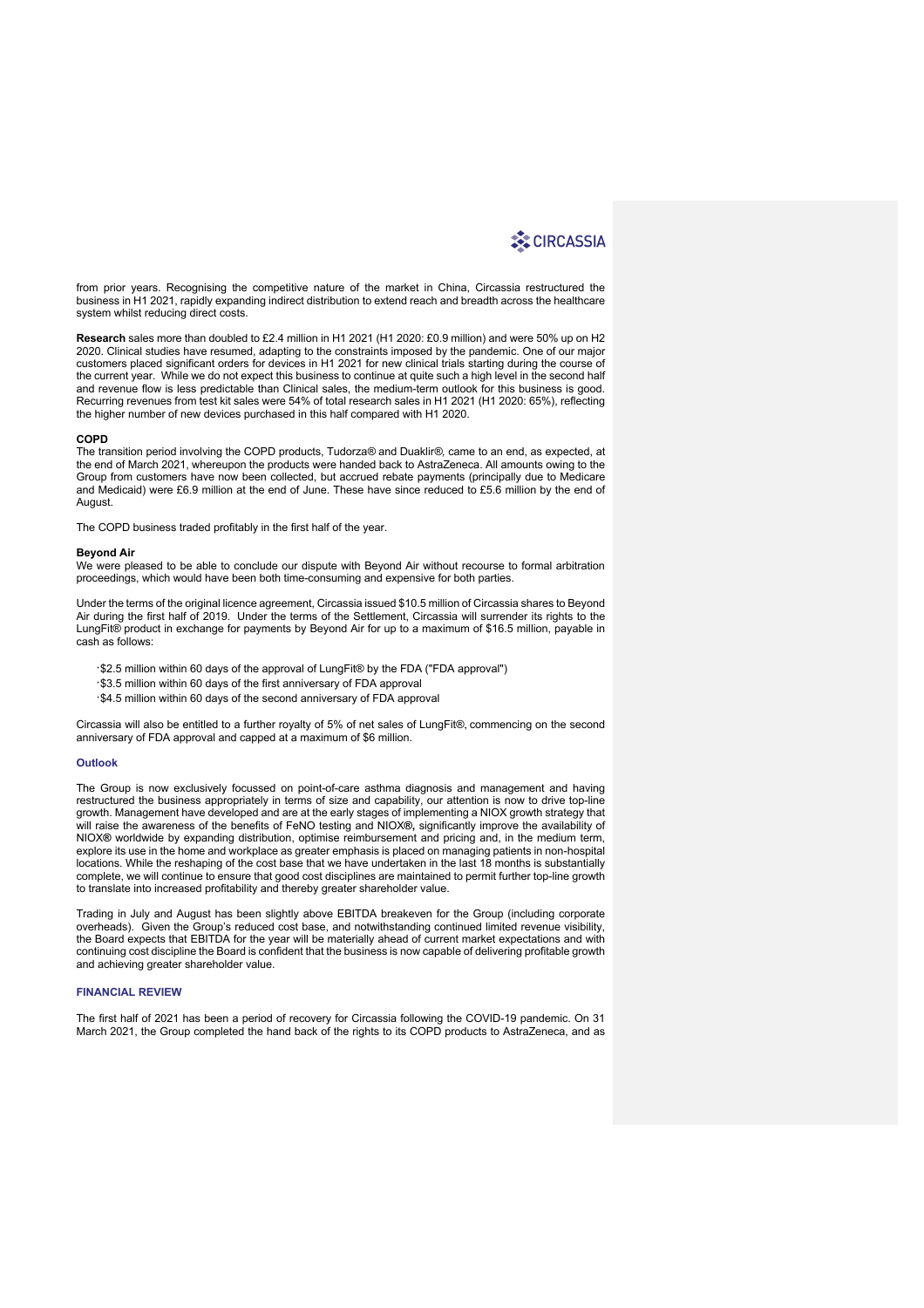from prior years. Recognising the competitive nature of the market in China, Circassia restructured the business in H1 2021, rapidly expanding indirect distribution to extend reach and breadth across the healthcare system whilst reducing direct costs.

**Research** sales more than doubled to £2.4 million in H1 2021 (H1 2020: £0.9 million) and were 50% up on H2 2020. Clinical studies have resumed, adapting to the constraints imposed by the pandemic. One of our major customers placed significant orders for devices in H1 2021 for new clinical trials starting during the course of the current year. While we do not expect this business to continue at quite such a high level in the second half and revenue flow is less predictable than Clinical sales, the medium-term outlook for this business is good. Recurring revenues from test kit sales were 54% of total research sales in H1 2021 (H1 2020: 65%), reflecting the higher number of new devices purchased in this half compared with H1 2020.

**COPD**

The transition period involving the COPD products, Tudorza® and Duaklir®, came to an end, as expected, at the end of March 2021, whereupon the products were handed back to AstraZeneca. All amounts owing to the Group from customers have now been collected, but accrued rebate payments (principally due to Medicare and Medicaid) were £6.9 million at the end of June. These have since reduced to £5.6 million by the end of August.

The COPD business traded profitably in the first half of the year.

**Beyond Air**

We were pleased to be able to conclude our dispute with Beyond Air without recourse to formal arbitration proceedings, which would have been both time-consuming and expensive for both parties.

Under the terms of the original licence agreement, Circassia issued $10.5 million of Circassia shares to Beyond Air during the first half of 2019. Under the terms of the Settlement, Circassia will surrender its rights to the LungFit® product in exchange for payments by Beyond Air for up to a maximum of $16.5 million, payable in cash as follows:

- $2.5 million within 60 days of the approval of LungFit® by the FDA ("FDA approval")
- $3.5 million within 60 days of the first anniversary of FDA approval
- $4.5 million within 60 days of the second anniversary of FDA approval

Circassia will also be entitled to a further royalty of 5% of net sales of LungFit®, commencing on the second anniversary of FDA approval and capped at a maximum of $6 million.

## Outlook

The Group is now exclusively focussed on point-of-care asthma diagnosis and management and having restructured the business appropriately in terms of size and capability, our attention is now to drive top-line growth. Management have developed and are at the early stages of implementing a NIOX growth strategy that will raise the awareness of the benefits of FeNO testing and NIOX**®**, significantly improve the availability of NIOX**®** worldwide by expanding distribution, optimise reimbursement and pricing and, in the medium term, explore its use in the home and workplace as greater emphasis is placed on managing patients in non-hospital locations. While the reshaping of the cost base that we have undertaken in the last 18 months is substantially complete, we will continue to ensure that good cost disciplines are maintained to permit further top-line growth to translate into increased profitability and thereby greater shareholder value.

Trading in July and August has been slightly above EBITDA breakeven for the Group (including corporate overheads). Given the Group's reduced cost base, and notwithstanding continued limited revenue visibility, the Board expects that EBITDA for the year will be materially ahead of current market expectations and with continuing cost discipline the Board is confident that the business is now capable of delivering profitable growth and achieving greater shareholder value.

## FINANCIAL REVIEW

The first half of 2021 has been a period of recovery for Circassia following the COVID-19 pandemic. On 31 March 2021, the Group completed the hand back of the rights to its COPD products to AstraZeneca, and as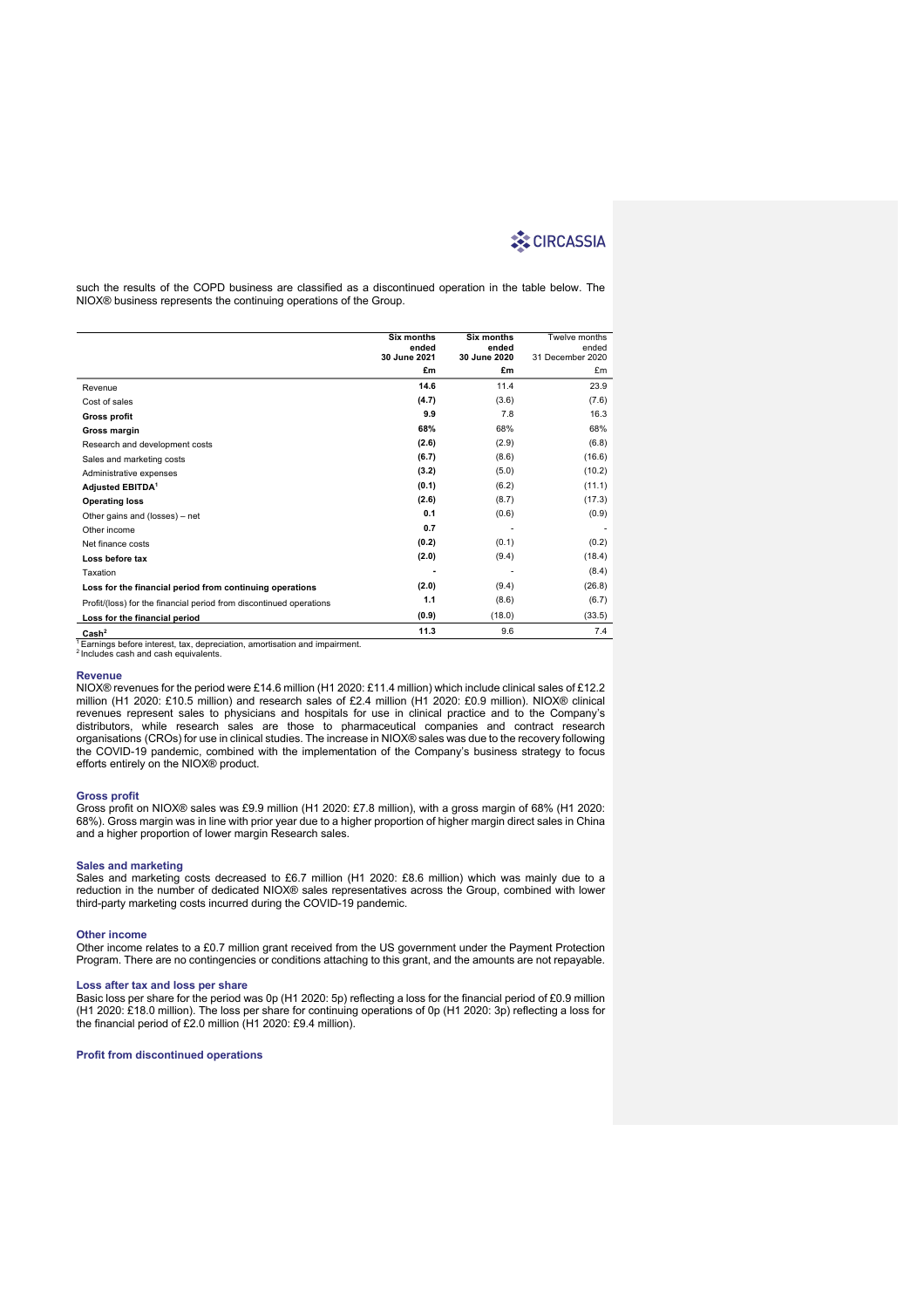such the results of the COPD business are classified as a discontinued operation in the table below. The NIOX® business represents the continuing operations of the Group.

| | Six months ended 30 June 2021 | Six months ended 30 June 2020 | Twelve months ended 31 December 2020 |
|---|---|---|---|
| | **£m** | **£m** | £m |
| Revenue | **14.6** | 11.4 | 23.9 |
| Cost of sales | **(4.7)** | (3.6) | (7.6) |
| **Gross profit** | **9.9** | 7.8 | 16.3 |
| **Gross margin** | **68%** | 68% | 68% |
| Research and development costs | **(2.6)** | (2.9) | (6.8) |
| Sales and marketing costs | **(6.7)** | (8.6) | (16.6) |
| Administrative expenses | **(3.2)** | (5.0) | (10.2) |
| **Adjusted EBITDA[1]** | **(0.1)** | (6.2) | (11.1) |
| **Operating loss** | **(2.6)** | (8.7) | (17.3) |
| Other gains and (losses) – net | **0.1** | (0.6) | (0.9) |
| Other income | **0.7** | - | - |
| Net finance costs | **(0.2)** | (0.1) | (0.2) |
| **Loss before tax** | **(2.0)** | (9.4) | (18.4) |
| Taxation | **-** | - | (8.4) |
| **Loss for the financial period from continuing operations** | **(2.0)** | (9.4) | (26.8) |
| Profit/(loss) for the financial period from discontinued operations | **1.1** | (8.6) | (6.7) |
| **Loss for the financial period** | **(0.9)** | (18.0) | (33.5) |
| **Cash[2]** | **11.3** | 9.6 | 7.4 |

[1] Earnings before interest, tax, depreciation, amortisation and impairment.
[2] Includes cash and cash equivalents.

### Revenue

NIOX® revenues for the period were £14.6 million (H1 2020: £11.4 million) which include clinical sales of £12.2 million (H1 2020: £10.5 million) and research sales of £2.4 million (H1 2020: £0.9 million). NIOX® clinical revenues represent sales to physicians and hospitals for use in clinical practice and to the Company's distributors, while research sales are those to pharmaceutical companies and contract research organisations (CROs) for use in clinical studies. The increase in NIOX® sales was due to the recovery following the COVID-19 pandemic, combined with the implementation of the Company's business strategy to focus efforts entirely on the NIOX® product.

### Gross profit

Gross profit on NIOX® sales was £9.9 million (H1 2020: £7.8 million), with a gross margin of 68% (H1 2020: 68%). Gross margin was in line with prior year due to a higher proportion of higher margin direct sales in China and a higher proportion of lower margin Research sales.

### Sales and marketing

Sales and marketing costs decreased to £6.7 million (H1 2020: £8.6 million) which was mainly due to a reduction in the number of dedicated NIOX® sales representatives across the Group, combined with lower third-party marketing costs incurred during the COVID-19 pandemic.

### Other income

Other income relates to a £0.7 million grant received from the US government under the Payment Protection Program. There are no contingencies or conditions attaching to this grant, and the amounts are not repayable.

### Loss after tax and loss per share

Basic loss per share for the period was 0p (H1 2020: 5p) reflecting a loss for the financial period of £0.9 million (H1 2020: £18.0 million). The loss per share for continuing operations of 0p (H1 2020: 3p) reflecting a loss for the financial period of £2.0 million (H1 2020: £9.4 million).

### Profit from discontinued operations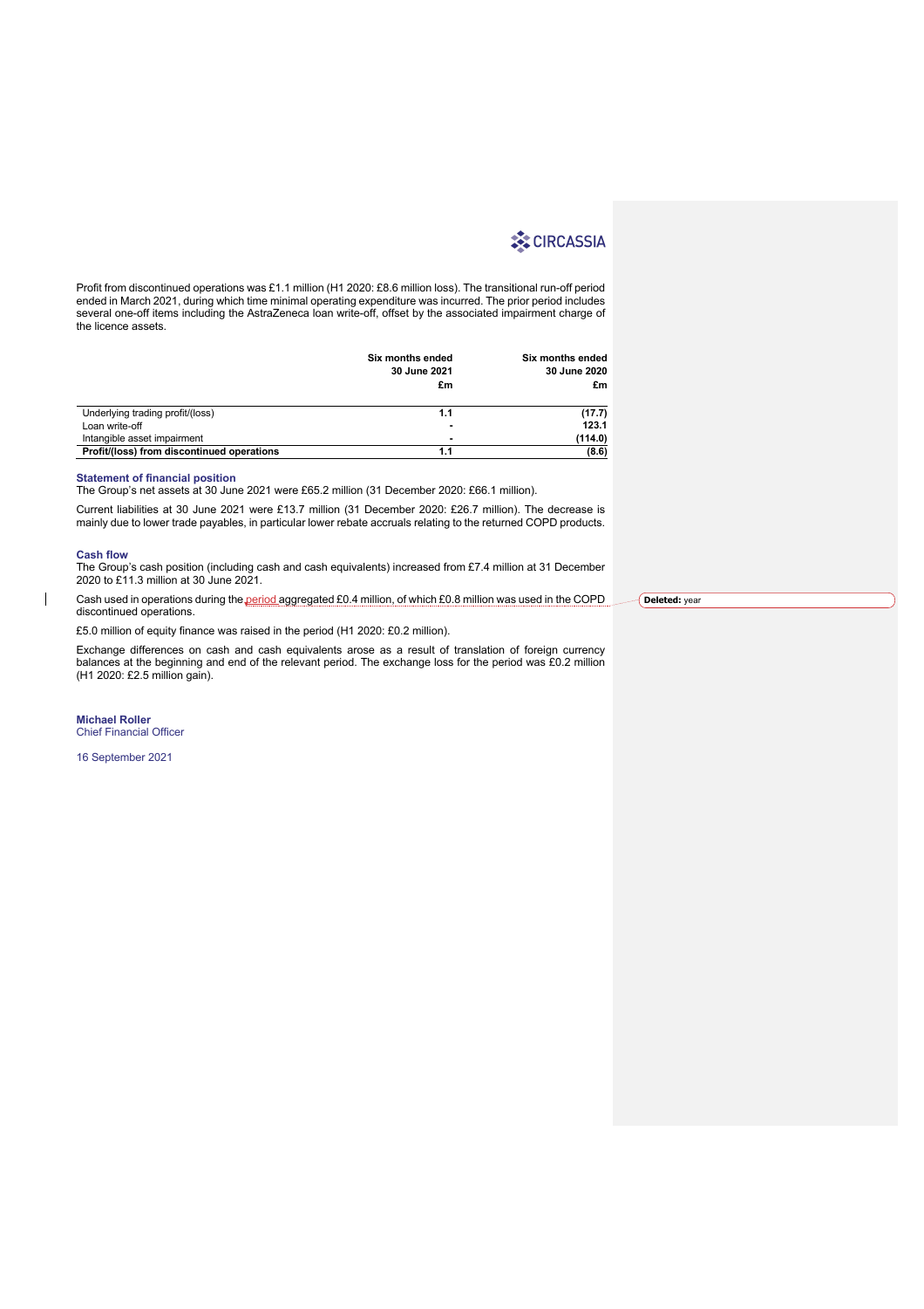Profit from discontinued operations was £1.1 million (H1 2020: £8.6 million loss). The transitional run-off period ended in March 2021, during which time minimal operating expenditure was incurred. The prior period includes several one-off items including the AstraZeneca loan write-off, offset by the associated impairment charge of the licence assets.

| | Six months ended 30 June 2021 £m | Six months ended 30 June 2020 £m |
|---|---|---|
| Underlying trading profit/(loss) | 1.1 | (17.7) |
| Loan write-off | - | 123.1 |
| Intangible asset impairment | - | (114.0) |
| **Profit/(loss) from discontinued operations** | **1.1** | **(8.6)** |

### Statement of financial position

The Group's net assets at 30 June 2021 were £65.2 million (31 December 2020: £66.1 million).

Current liabilities at 30 June 2021 were £13.7 million (31 December 2020: £26.7 million). The decrease is mainly due to lower trade payables, in particular lower rebate accruals relating to the returned COPD products.

### Cash flow

The Group's cash position (including cash and cash equivalents) increased from £7.4 million at 31 December 2020 to £11.3 million at 30 June 2021.

Cash used in operations during the period aggregated £0.4 million, of which £0.8 million was used in the COPD discontinued operations.

£5.0 million of equity finance was raised in the period (H1 2020: £0.2 million).

Exchange differences on cash and cash equivalents arose as a result of translation of foreign currency balances at the beginning and end of the relevant period. The exchange loss for the period was £0.2 million (H1 2020: £2.5 million gain).

**Michael Roller**
Chief Financial Officer

16 September 2021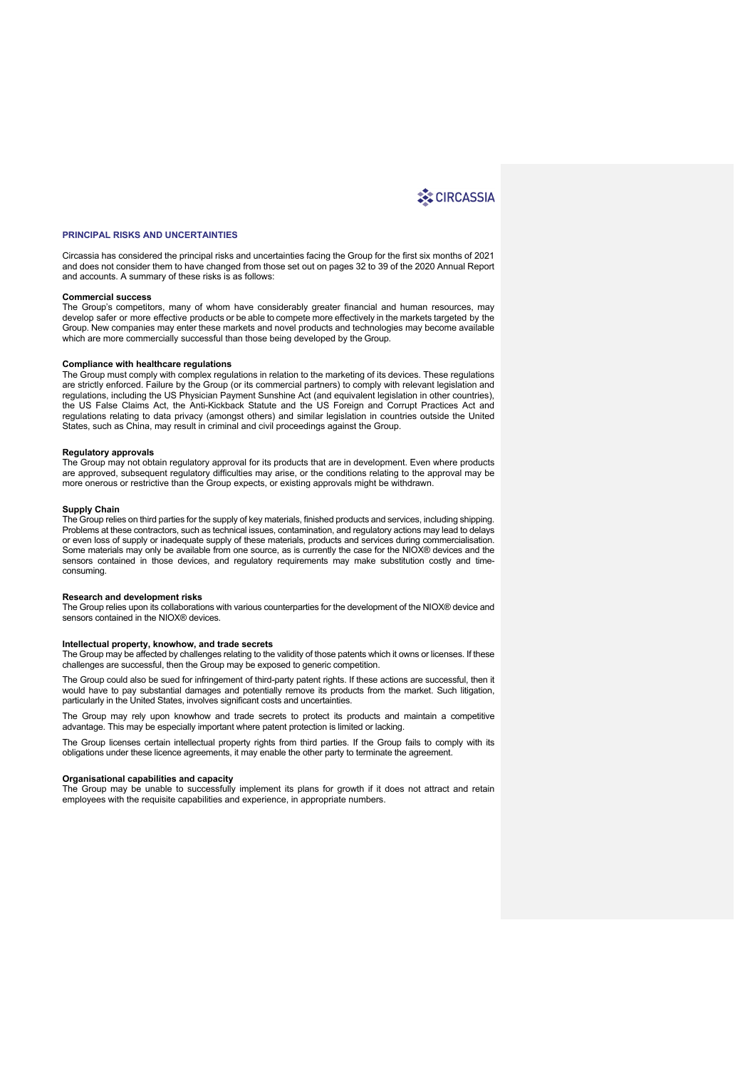## PRINCIPAL RISKS AND UNCERTAINTIES

Circassia has considered the principal risks and uncertainties facing the Group for the first six months of 2021 and does not consider them to have changed from those set out on pages 32 to 39 of the 2020 Annual Report and accounts. A summary of these risks is as follows:

**Commercial success**
The Group's competitors, many of whom have considerably greater financial and human resources, may develop safer or more effective products or be able to compete more effectively in the markets targeted by the Group. New companies may enter these markets and novel products and technologies may become available which are more commercially successful than those being developed by the Group.

**Compliance with healthcare regulations**
The Group must comply with complex regulations in relation to the marketing of its devices. These regulations are strictly enforced. Failure by the Group (or its commercial partners) to comply with relevant legislation and regulations, including the US Physician Payment Sunshine Act (and equivalent legislation in other countries), the US False Claims Act, the Anti-Kickback Statute and the US Foreign and Corrupt Practices Act and regulations relating to data privacy (amongst others) and similar legislation in countries outside the United States, such as China, may result in criminal and civil proceedings against the Group.

**Regulatory approvals**
The Group may not obtain regulatory approval for its products that are in development. Even where products are approved, subsequent regulatory difficulties may arise, or the conditions relating to the approval may be more onerous or restrictive than the Group expects, or existing approvals might be withdrawn.

**Supply Chain**
The Group relies on third parties for the supply of key materials, finished products and services, including shipping. Problems at these contractors, such as technical issues, contamination, and regulatory actions may lead to delays or even loss of supply or inadequate supply of these materials, products and services during commercialisation. Some materials may only be available from one source, as is currently the case for the NIOX® devices and the sensors contained in those devices, and regulatory requirements may make substitution costly and time-consuming.

**Research and development risks**
The Group relies upon its collaborations with various counterparties for the development of the NIOX® device and sensors contained in the NIOX® devices.

**Intellectual property, knowhow, and trade secrets**
The Group may be affected by challenges relating to the validity of those patents which it owns or licenses. If these challenges are successful, then the Group may be exposed to generic competition.

The Group could also be sued for infringement of third-party patent rights. If these actions are successful, then it would have to pay substantial damages and potentially remove its products from the market. Such litigation, particularly in the United States, involves significant costs and uncertainties.

The Group may rely upon knowhow and trade secrets to protect its products and maintain a competitive advantage. This may be especially important where patent protection is limited or lacking.

The Group licenses certain intellectual property rights from third parties. If the Group fails to comply with its obligations under these licence agreements, it may enable the other party to terminate the agreement.

**Organisational capabilities and capacity**
The Group may be unable to successfully implement its plans for growth if it does not attract and retain employees with the requisite capabilities and experience, in appropriate numbers.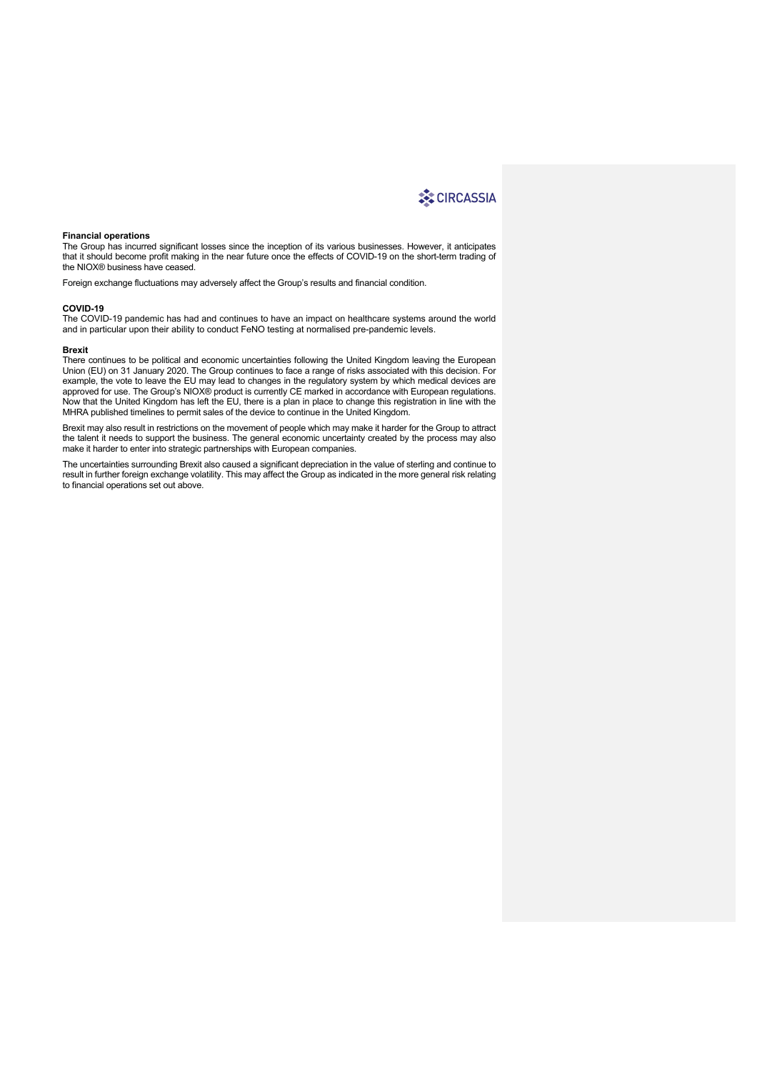**Financial operations**

The Group has incurred significant losses since the inception of its various businesses. However, it anticipates that it should become profit making in the near future once the effects of COVID-19 on the short-term trading of the NIOX® business have ceased.

Foreign exchange fluctuations may adversely affect the Group's results and financial condition.

**COVID-19**

The COVID-19 pandemic has had and continues to have an impact on healthcare systems around the world and in particular upon their ability to conduct FeNO testing at normalised pre-pandemic levels.

**Brexit**

There continues to be political and economic uncertainties following the United Kingdom leaving the European Union (EU) on 31 January 2020. The Group continues to face a range of risks associated with this decision. For example, the vote to leave the EU may lead to changes in the regulatory system by which medical devices are approved for use. The Group's NIOX® product is currently CE marked in accordance with European regulations. Now that the United Kingdom has left the EU, there is a plan in place to change this registration in line with the MHRA published timelines to permit sales of the device to continue in the United Kingdom.

Brexit may also result in restrictions on the movement of people which may make it harder for the Group to attract the talent it needs to support the business. The general economic uncertainty created by the process may also make it harder to enter into strategic partnerships with European companies.

The uncertainties surrounding Brexit also caused a significant depreciation in the value of sterling and continue to result in further foreign exchange volatility. This may affect the Group as indicated in the more general risk relating to financial operations set out above.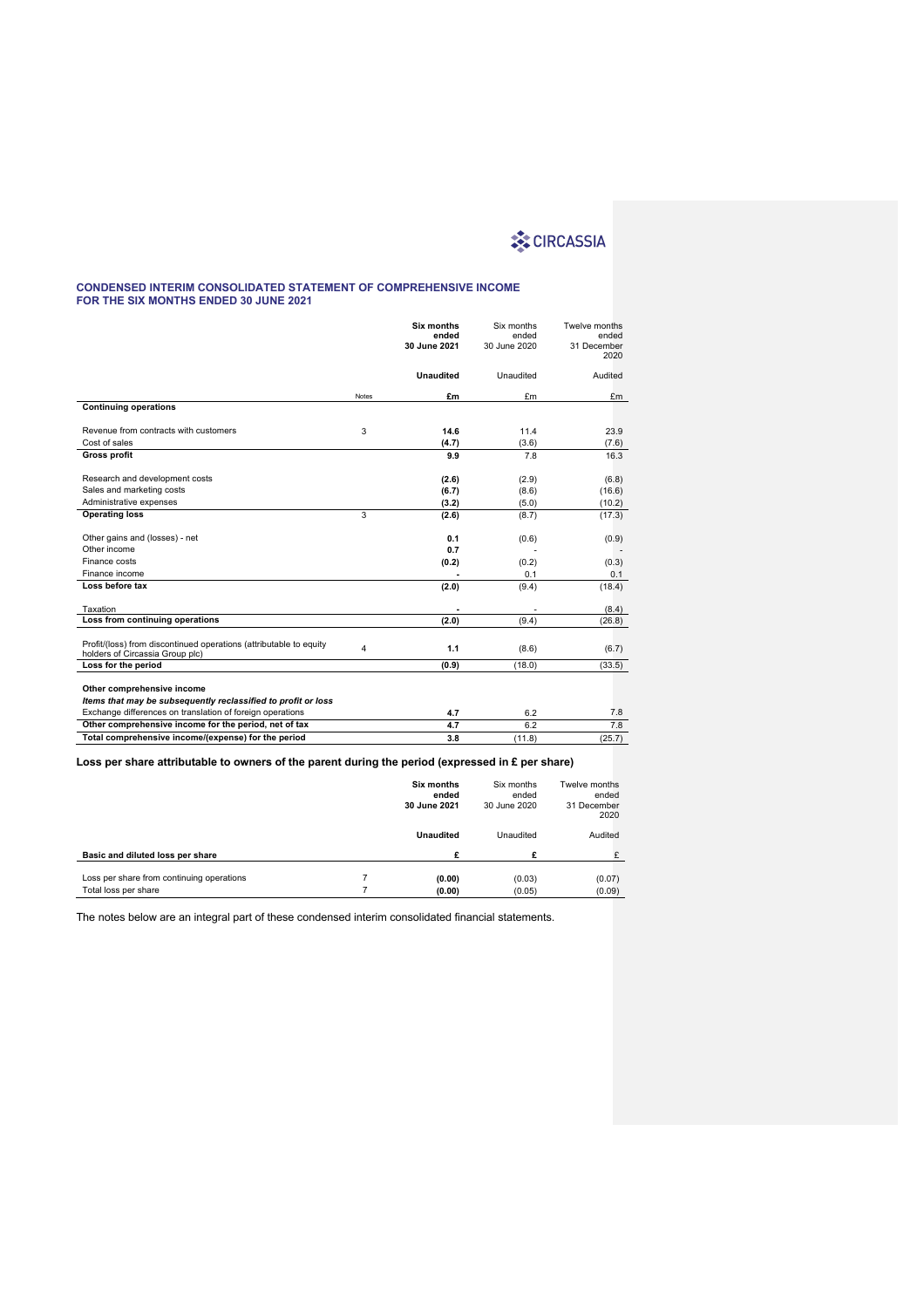## CONDENSED INTERIM CONSOLIDATED STATEMENT OF COMPREHENSIVE INCOME
## FOR THE SIX MONTHS ENDED 30 JUNE 2021

| | Notes | **Six months ended 30 June 2021** | Six months ended 30 June 2020 | Twelve months ended 31 December 2020 |
|---|---|---|---|---|
| | | **Unaudited** | Unaudited | Audited |
| | | **£m** | £m | £m |
| **Continuing operations** | | | | |
| Revenue from contracts with customers | 3 | **14.6** | 11.4 | 23.9 |
| Cost of sales | | **(4.7)** | (3.6) | (7.6) |
| **Gross profit** | | **9.9** | 7.8 | 16.3 |
| Research and development costs | | **(2.6)** | (2.9) | (6.8) |
| Sales and marketing costs | | **(6.7)** | (8.6) | (16.6) |
| Administrative expenses | | **(3.2)** | (5.0) | (10.2) |
| **Operating loss** | 3 | **(2.6)** | (8.7) | (17.3) |
| Other gains and (losses) - net | | **0.1** | (0.6) | (0.9) |
| Other income | | **0.7** | - | - |
| Finance costs | | **(0.2)** | (0.2) | (0.3) |
| Finance income | | **-** | 0.1 | 0.1 |
| **Loss before tax** | | **(2.0)** | (9.4) | (18.4) |
| Taxation | | **-** | - | (8.4) |
| **Loss from continuing operations** | | **(2.0)** | (9.4) | (26.8) |
| Profit/(loss) from discontinued operations (attributable to equity holders of Circassia Group plc) | 4 | **1.1** | (8.6) | (6.7) |
| **Loss for the period** | | **(0.9)** | (18.0) | (33.5) |
| **Other comprehensive income** | | | | |
| ***Items that may be subsequently reclassified to profit or loss*** | | | | |
| Exchange differences on translation of foreign operations | | **4.7** | 6.2 | 7.8 |
| **Other comprehensive income for the period, net of tax** | | **4.7** | 6.2 | 7.8 |
| **Total comprehensive income/(expense) for the period** | | **3.8** | (11.8) | (25.7) |

### Loss per share attributable to owners of the parent during the period (expressed in £ per share)

| | | **Six months ended 30 June 2021** | Six months ended 30 June 2020 | Twelve months ended 31 December 2020 |
|---|---|---|---|---|
| | | **Unaudited** | Unaudited | Audited |
| **Basic and diluted loss per share** | | **£** | **£** | £ |
| Loss per share from continuing operations | 7 | **(0.00)** | (0.03) | (0.07) |
| Total loss per share | 7 | **(0.00)** | (0.05) | (0.09) |

The notes below are an integral part of these condensed interim consolidated financial statements.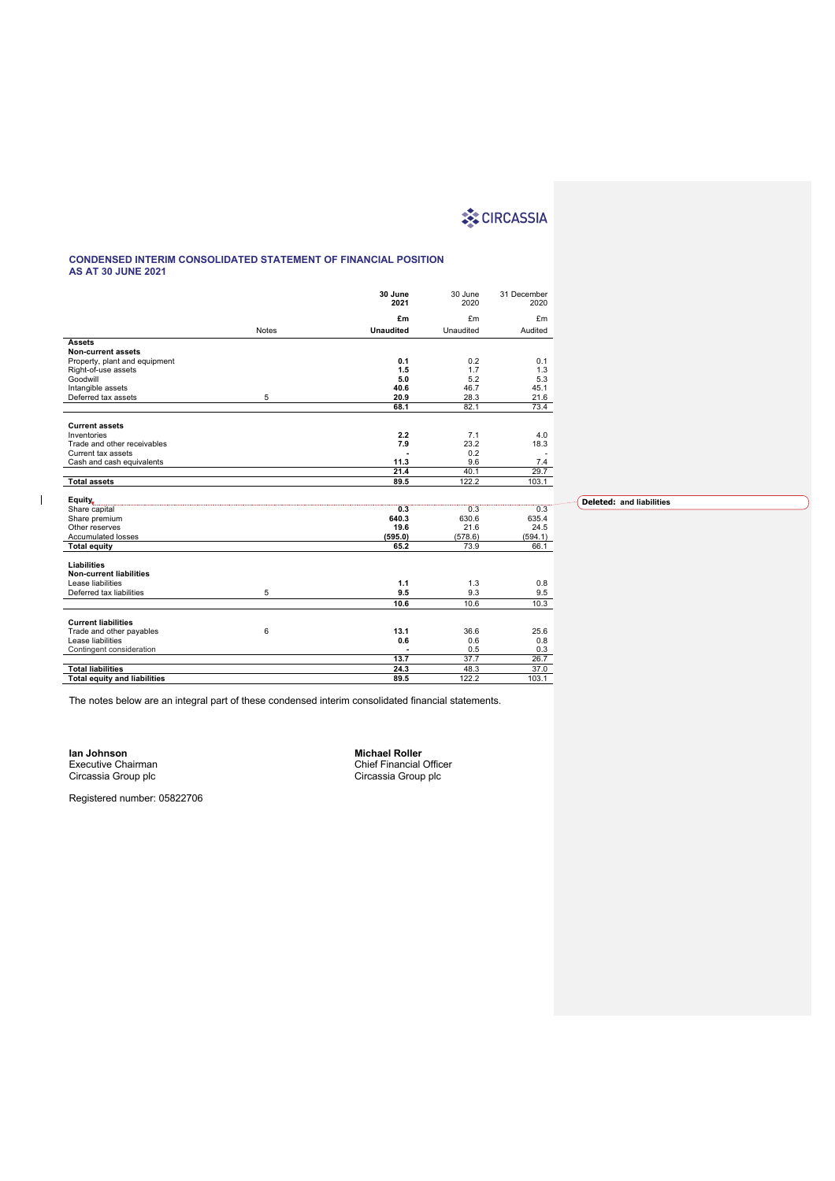## CONDENSED INTERIM CONSOLIDATED STATEMENT OF FINANCIAL POSITION
## AS AT 30 JUNE 2021

| | Notes | 30 June 2021 | 30 June 2020 | 31 December 2020 |
|---|---|---|---|---|
| | | £m | £m | £m |
| | | Unaudited | Unaudited | Audited |
| **Assets** | | | | |
| **Non-current assets** | | | | |
| Property, plant and equipment | | 0.1 | 0.2 | 0.1 |
| Right-of-use assets | | 1.5 | 1.7 | 1.3 |
| Goodwill | | 5.0 | 5.2 | 5.3 |
| Intangible assets | | 40.6 | 46.7 | 45.1 |
| Deferred tax assets | 5 | 20.9 | 28.3 | 21.6 |
| | | 68.1 | 82.1 | 73.4 |
| **Current assets** | | | | |
| Inventories | | 2.2 | 7.1 | 4.0 |
| Trade and other receivables | | 7.9 | 23.2 | 18.3 |
| Current tax assets | | - | 0.2 | - |
| Cash and cash equivalents | | 11.3 | 9.6 | 7.4 |
| | | 21.4 | 40.1 | 29.7 |
| **Total assets** | | 89.5 | 122.2 | 103.1 |
| **Equity** | | | | |
| Share capital | | 0.3 | 0.3 | 0.3 |
| Share premium | | 640.3 | 630.6 | 635.4 |
| Other reserves | | 19.6 | 21.6 | 24.5 |
| Accumulated losses | | (595.0) | (578.6) | (594.1) |
| **Total equity** | | 65.2 | 73.9 | 66.1 |
| **Liabilities** | | | | |
| **Non-current liabilities** | | | | |
| Lease liabilities | | 1.1 | 1.3 | 0.8 |
| Deferred tax liabilities | 5 | 9.5 | 9.3 | 9.5 |
| | | 10.6 | 10.6 | 10.3 |
| **Current liabilities** | | | | |
| Trade and other payables | 6 | 13.1 | 36.6 | 25.6 |
| Lease liabilities | | 0.6 | 0.6 | 0.8 |
| Contingent consideration | | - | 0.5 | 0.3 |
| | | 13.7 | 37.7 | 26.7 |
| **Total liabilities** | | 24.3 | 48.3 | 37.0 |
| **Total equity and liabilities** | | 89.5 | 122.2 | 103.1 |

The notes below are an integral part of these condensed interim consolidated financial statements.

**Ian Johnson**
Executive Chairman
Circassia Group plc

**Michael Roller**
Chief Financial Officer
Circassia Group plc

Registered number: 05822706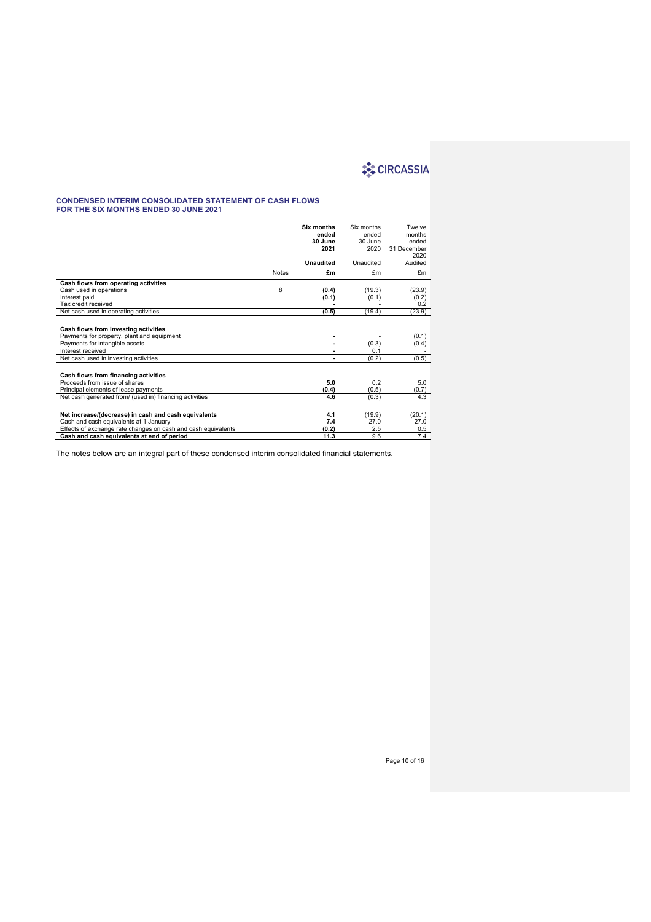**CIRCASSIA**

## CONDENSED INTERIM CONSOLIDATED STATEMENT OF CASH FLOWS
## FOR THE SIX MONTHS ENDED 30 JUNE 2021

| | Notes | **Six months ended 30 June 2021** | Six months ended 30 June 2020 | Twelve months ended 31 December 2020 |
|---|---|---|---|---|
| | | **Unaudited** | Unaudited | Audited |
| | | **£m** | £m | £m |
| **Cash flows from operating activities** | | | | |
| Cash used in operations | 8 | **(0.4)** | (19.3) | (23.9) |
| Interest paid | | **(0.1)** | (0.1) | (0.2) |
| Tax credit received | | **-** | - | 0.2 |
| Net cash used in operating activities | | **(0.5)** | (19.4) | (23.9) |
| **Cash flows from investing activities** | | | | |
| Payments for property, plant and equipment | | **-** | - | (0.1) |
| Payments for intangible assets | | **-** | (0.3) | (0.4) |
| Interest received | | **-** | 0.1 | - |
| Net cash used in investing activities | | **-** | (0.2) | (0.5) |
| **Cash flows from financing activities** | | | | |
| Proceeds from issue of shares | | **5.0** | 0.2 | 5.0 |
| Principal elements of lease payments | | **(0.4)** | (0.5) | (0.7) |
| Net cash generated from/ (used in) financing activities | | **4.6** | (0.3) | 4.3 |
| **Net increase/(decrease) in cash and cash equivalents** | | **4.1** | (19.9) | (20.1) |
| Cash and cash equivalents at 1 January | | **7.4** | 27.0 | 27.0 |
| Effects of exchange rate changes on cash and cash equivalents | | **(0.2)** | 2.5 | 0.5 |
| **Cash and cash equivalents at end of period** | | **11.3** | 9.6 | 7.4 |

The notes below are an integral part of these condensed interim consolidated financial statements.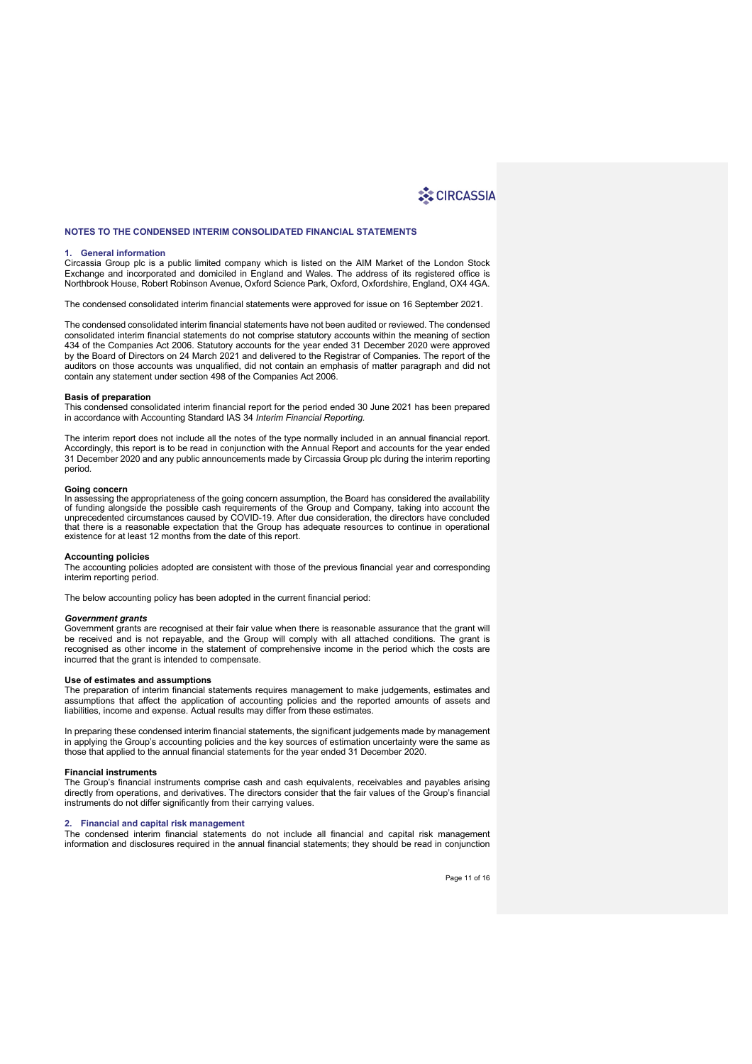## NOTES TO THE CONDENSED INTERIM CONSOLIDATED FINANCIAL STATEMENTS

### 1. General information

Circassia Group plc is a public limited company which is listed on the AIM Market of the London Stock Exchange and incorporated and domiciled in England and Wales. The address of its registered office is Northbrook House, Robert Robinson Avenue, Oxford Science Park, Oxford, Oxfordshire, England, OX4 4GA.

The condensed consolidated interim financial statements were approved for issue on 16 September 2021.

The condensed consolidated interim financial statements have not been audited or reviewed. The condensed consolidated interim financial statements do not comprise statutory accounts within the meaning of section 434 of the Companies Act 2006. Statutory accounts for the year ended 31 December 2020 were approved by the Board of Directors on 24 March 2021 and delivered to the Registrar of Companies. The report of the auditors on those accounts was unqualified, did not contain an emphasis of matter paragraph and did not contain any statement under section 498 of the Companies Act 2006.

**Basis of preparation**

This condensed consolidated interim financial report for the period ended 30 June 2021 has been prepared in accordance with Accounting Standard IAS 34 *Interim Financial Reporting.*

The interim report does not include all the notes of the type normally included in an annual financial report. Accordingly, this report is to be read in conjunction with the Annual Report and accounts for the year ended 31 December 2020 and any public announcements made by Circassia Group plc during the interim reporting period.

**Going concern**

In assessing the appropriateness of the going concern assumption, the Board has considered the availability of funding alongside the possible cash requirements of the Group and Company, taking into account the unprecedented circumstances caused by COVID-19. After due consideration, the directors have concluded that there is a reasonable expectation that the Group has adequate resources to continue in operational existence for at least 12 months from the date of this report.

**Accounting policies**

The accounting policies adopted are consistent with those of the previous financial year and corresponding interim reporting period.

The below accounting policy has been adopted in the current financial period:

***Government grants***

Government grants are recognised at their fair value when there is reasonable assurance that the grant will be received and is not repayable, and the Group will comply with all attached conditions. The grant is recognised as other income in the statement of comprehensive income in the period which the costs are incurred that the grant is intended to compensate.

**Use of estimates and assumptions**

The preparation of interim financial statements requires management to make judgements, estimates and assumptions that affect the application of accounting policies and the reported amounts of assets and liabilities, income and expense. Actual results may differ from these estimates.

In preparing these condensed interim financial statements, the significant judgements made by management in applying the Group's accounting policies and the key sources of estimation uncertainty were the same as those that applied to the annual financial statements for the year ended 31 December 2020.

**Financial instruments**

The Group's financial instruments comprise cash and cash equivalents, receivables and payables arising directly from operations, and derivatives. The directors consider that the fair values of the Group's financial instruments do not differ significantly from their carrying values.

### 2. Financial and capital risk management

The condensed interim financial statements do not include all financial and capital risk management information and disclosures required in the annual financial statements; they should be read in conjunction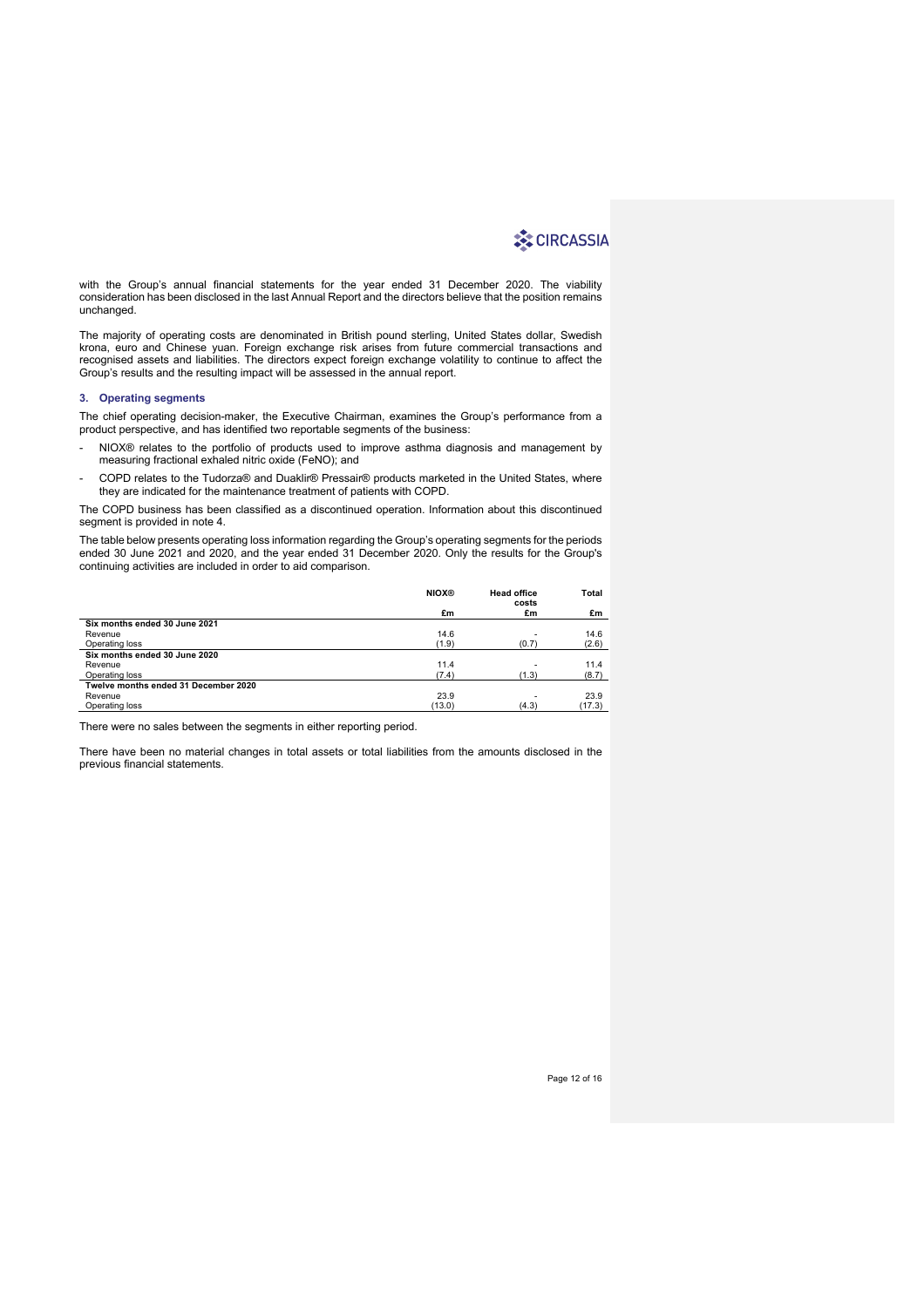with the Group's annual financial statements for the year ended 31 December 2020. The viability consideration has been disclosed in the last Annual Report and the directors believe that the position remains unchanged.

The majority of operating costs are denominated in British pound sterling, United States dollar, Swedish krona, euro and Chinese yuan. Foreign exchange risk arises from future commercial transactions and recognised assets and liabilities. The directors expect foreign exchange volatility to continue to affect the Group's results and the resulting impact will be assessed in the annual report.

### 3. Operating segments

The chief operating decision-maker, the Executive Chairman, examines the Group's performance from a product perspective, and has identified two reportable segments of the business:

- NIOX® relates to the portfolio of products used to improve asthma diagnosis and management by measuring fractional exhaled nitric oxide (FeNO); and
- COPD relates to the Tudorza® and Duaklir® Pressair® products marketed in the United States, where they are indicated for the maintenance treatment of patients with COPD.

The COPD business has been classified as a discontinued operation. Information about this discontinued segment is provided in note 4.

The table below presents operating loss information regarding the Group's operating segments for the periods ended 30 June 2021 and 2020, and the year ended 31 December 2020. Only the results for the Group's continuing activities are included in order to aid comparison.

| | NIOX® | Head office costs | Total |
|---|---|---|---|
| | £m | £m | £m |
| **Six months ended 30 June 2021** | | | |
| Revenue | 14.6 | - | 14.6 |
| Operating loss | (1.9) | (0.7) | (2.6) |
| **Six months ended 30 June 2020** | | | |
| Revenue | 11.4 | - | 11.4 |
| Operating loss | (7.4) | (1.3) | (8.7) |
| **Twelve months ended 31 December 2020** | | | |
| Revenue | 23.9 | - | 23.9 |
| Operating loss | (13.0) | (4.3) | (17.3) |

There were no sales between the segments in either reporting period.

There have been no material changes in total assets or total liabilities from the amounts disclosed in the previous financial statements.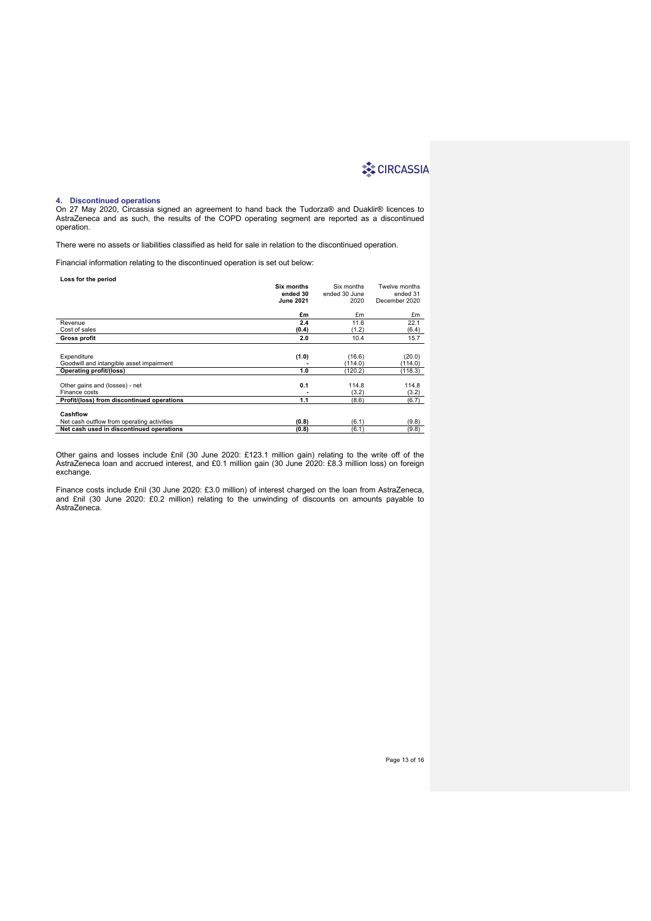## 4. Discontinued operations

On 27 May 2020, Circassia signed an agreement to hand back the Tudorza® and Duaklir® licences to AstraZeneca and as such, the results of the COPD operating segment are reported as a discontinued operation.

There were no assets or liabilities classified as held for sale in relation to the discontinued operation.

Financial information relating to the discontinued operation is set out below:

**Loss for the period**

| | **Six months ended 30 June 2021** | Six months ended 30 June 2020 | Twelve months ended 31 December 2020 |
|---|---|---|---|
| | **£m** | £m | £m |
| Revenue | **2.4** | 11.6 | 22.1 |
| Cost of sales | **(0.4)** | (1.2) | (6.4) |
| **Gross profit** | **2.0** | 10.4 | 15.7 |
| | | | |
| Expenditure | **(1.0)** | (16.6) | (20.0) |
| Goodwill and intangible asset impairment | **-** | (114.0) | (114.0) |
| **Operating profit/(loss)** | **1.0** | (120.2) | (118.3) |
| | | | |
| Other gains and (losses) - net | **0.1** | 114.8 | 114.8 |
| Finance costs | **-** | (3.2) | (3.2) |
| **Profit/(loss) from discontinued operations** | **1.1** | (8.6) | (6.7) |
| | | | |
| **Cashflow** | | | |
| Net cash outflow from operating activities | **(0.8)** | (6.1) | (9.8) |
| **Net cash used in discontinued operations** | **(0.8)** | (6.1) | (9.8) |

Other gains and losses include £nil (30 June 2020: £123.1 million gain) relating to the write off of the AstraZeneca loan and accrued interest, and £0.1 million gain (30 June 2020: £8.3 million loss) on foreign exchange.

Finance costs include £nil (30 June 2020: £3.0 million) of interest charged on the loan from AstraZeneca, and £nil (30 June 2020: £0.2 million) relating to the unwinding of discounts on amounts payable to AstraZeneca.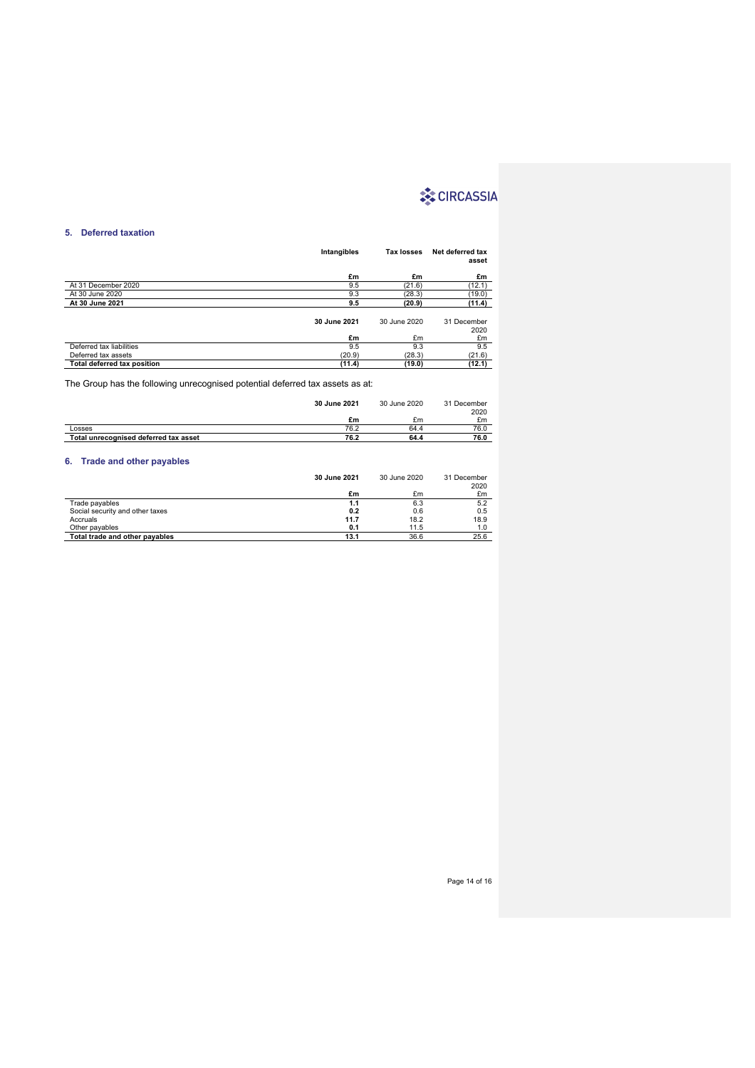## 5. Deferred taxation

| | Intangibles | Tax losses | Net deferred tax asset |
|---|---|---|---|
| | **£m** | **£m** | **£m** |
| At 31 December 2020 | 9.5 | (21.6) | (12.1) |
| At 30 June 2020 | 9.3 | (28.3) | (19.0) |
| **At 30 June 2021** | **9.5** | **(20.9)** | **(11.4)** |

| | 30 June 2021 | 30 June 2020 | 31 December 2020 |
|---|---|---|---|
| | **£m** | £m | £m |
| Deferred tax liabilities | 9.5 | 9.3 | 9.5 |
| Deferred tax assets | (20.9) | (28.3) | (21.6) |
| **Total deferred tax position** | **(11.4)** | **(19.0)** | **(12.1)** |

The Group has the following unrecognised potential deferred tax assets as at:

| | 30 June 2021 | 30 June 2020 | 31 December 2020 |
|---|---|---|---|
| | **£m** | £m | £m |
| Losses | 76.2 | 64.4 | 76.0 |
| **Total unrecognised deferred tax asset** | **76.2** | **64.4** | **76.0** |

## 6. Trade and other payables

| | 30 June 2021 | 30 June 2020 | 31 December 2020 |
|---|---|---|---|
| | **£m** | £m | £m |
| Trade payables | **1.1** | 6.3 | 5.2 |
| Social security and other taxes | **0.2** | 0.6 | 0.5 |
| Accruals | **11.7** | 18.2 | 18.9 |
| Other payables | **0.1** | 11.5 | 1.0 |
| **Total trade and other payables** | **13.1** | 36.6 | 25.6 |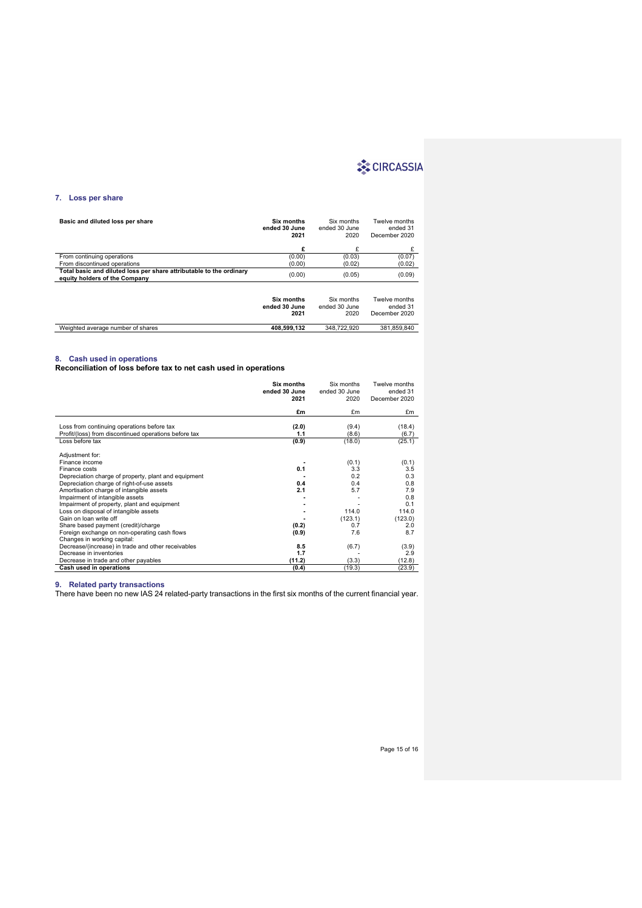## 7. Loss per share

| Basic and diluted loss per share | **Six months ended 30 June 2021** | Six months ended 30 June 2020 | Twelve months ended 31 December 2020 |
|---|---|---|---|
| | **£** | £ | £ |
| From continuing operations | (0.00) | (0.03) | (0.07) |
| From discontinued operations | (0.00) | (0.02) | (0.02) |
| **Total basic and diluted loss per share attributable to the ordinary equity holders of the Company** | (0.00) | (0.05) | (0.09) |

| | **Six months ended 30 June 2021** | Six months ended 30 June 2020 | Twelve months ended 31 December 2020 |
|---|---|---|---|
| Weighted average number of shares | **408,599,132** | 348,722,920 | 381,859,840 |

## 8. Cash used in operations

**Reconciliation of loss before tax to net cash used in operations**

| | **Six months ended 30 June 2021** | Six months ended 30 June 2020 | Twelve months ended 31 December 2020 |
|---|---|---|---|
| | **£m** | £m | £m |
| Loss from continuing operations before tax | **(2.0)** | (9.4) | (18.4) |
| Profit/(loss) from discontinued operations before tax | **1.1** | (8.6) | (6.7) |
| Loss before tax | **(0.9)** | (18.0) | (25.1) |
| Adjustment for: | | | |
| Finance income | **-** | (0.1) | (0.1) |
| Finance costs | **0.1** | 3.3 | 3.5 |
| Depreciation charge of property, plant and equipment | **-** | 0.2 | 0.3 |
| Depreciation charge of right-of-use assets | **0.4** | 0.4 | 0.8 |
| Amortisation charge of intangible assets | **2.1** | 5.7 | 7.9 |
| Impairment of intangible assets | **-** | - | 0.8 |
| Impairment of property, plant and equipment | **-** | - | 0.1 |
| Loss on disposal of intangible assets | **-** | 114.0 | 114.0 |
| Gain on loan write off | **-** | (123.1) | (123.0) |
| Share based payment (credit)/charge | **(0.2)** | 0.7 | 2.0 |
| Foreign exchange on non-operating cash flows | **(0.9)** | 7.6 | 8.7 |
| Changes in working capital: | | | |
| Decrease/(increase) in trade and other receivables | **8.5** | (6.7) | (3.9) |
| Decrease in inventories | **1.7** | - | 2.9 |
| Decrease in trade and other payables | **(11.2)** | (3.3) | (12.8) |
| **Cash used in operations** | **(0.4)** | (19.3) | (23.9) |

## 9. Related party transactions

There have been no new IAS 24 related-party transactions in the first six months of the current financial year.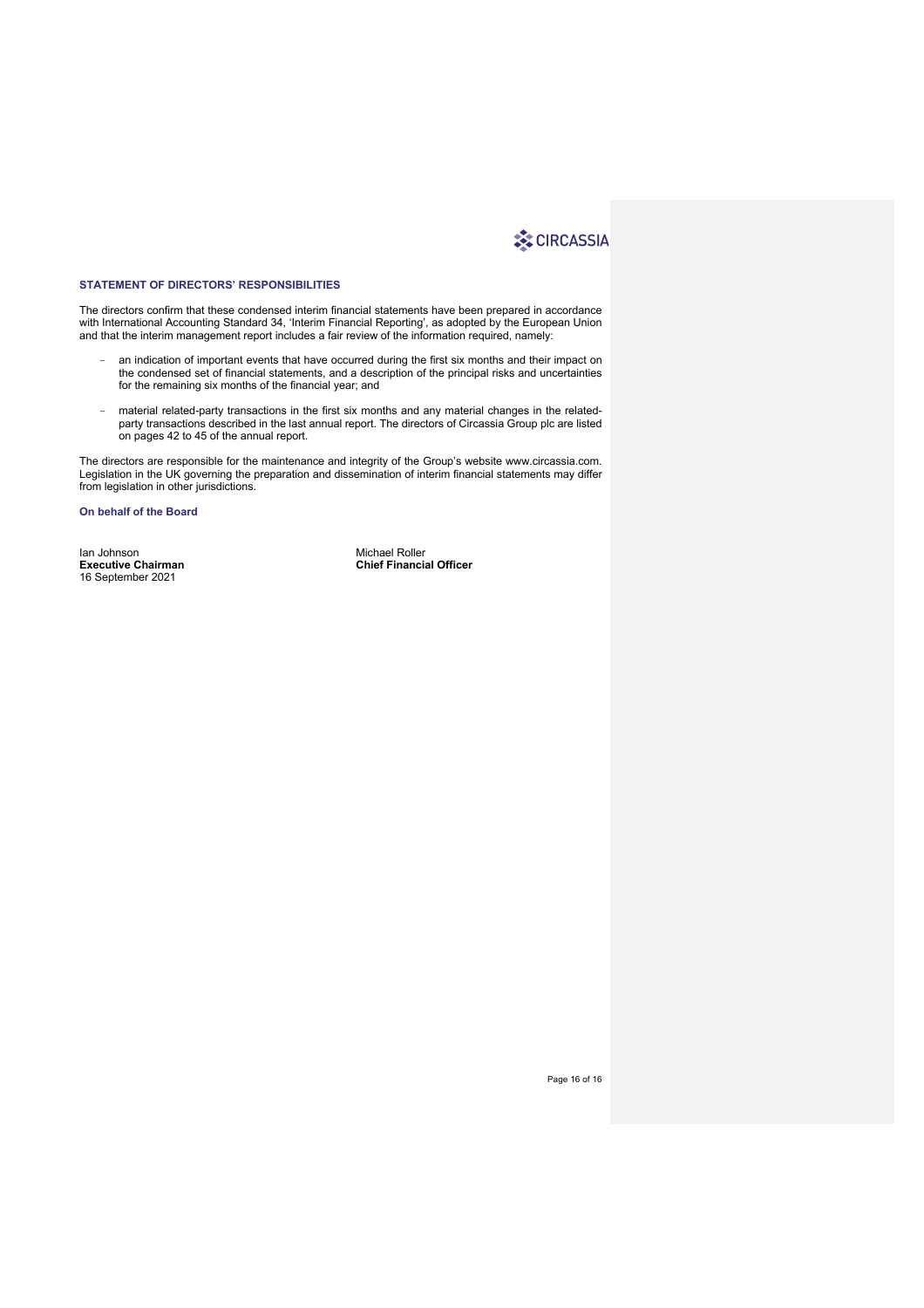## STATEMENT OF DIRECTORS' RESPONSIBILITIES

The directors confirm that these condensed interim financial statements have been prepared in accordance with International Accounting Standard 34, 'Interim Financial Reporting', as adopted by the European Union and that the interim management report includes a fair review of the information required, namely:

- an indication of important events that have occurred during the first six months and their impact on the condensed set of financial statements, and a description of the principal risks and uncertainties for the remaining six months of the financial year; and
- material related-party transactions in the first six months and any material changes in the related-party transactions described in the last annual report. The directors of Circassia Group plc are listed on pages 42 to 45 of the annual report.

The directors are responsible for the maintenance and integrity of the Group's website www.circassia.com. Legislation in the UK governing the preparation and dissemination of interim financial statements may differ from legislation in other jurisdictions.

**On behalf of the Board**

Ian Johnson
**Executive Chairman**
16 September 2021

Michael Roller
**Chief Financial Officer**